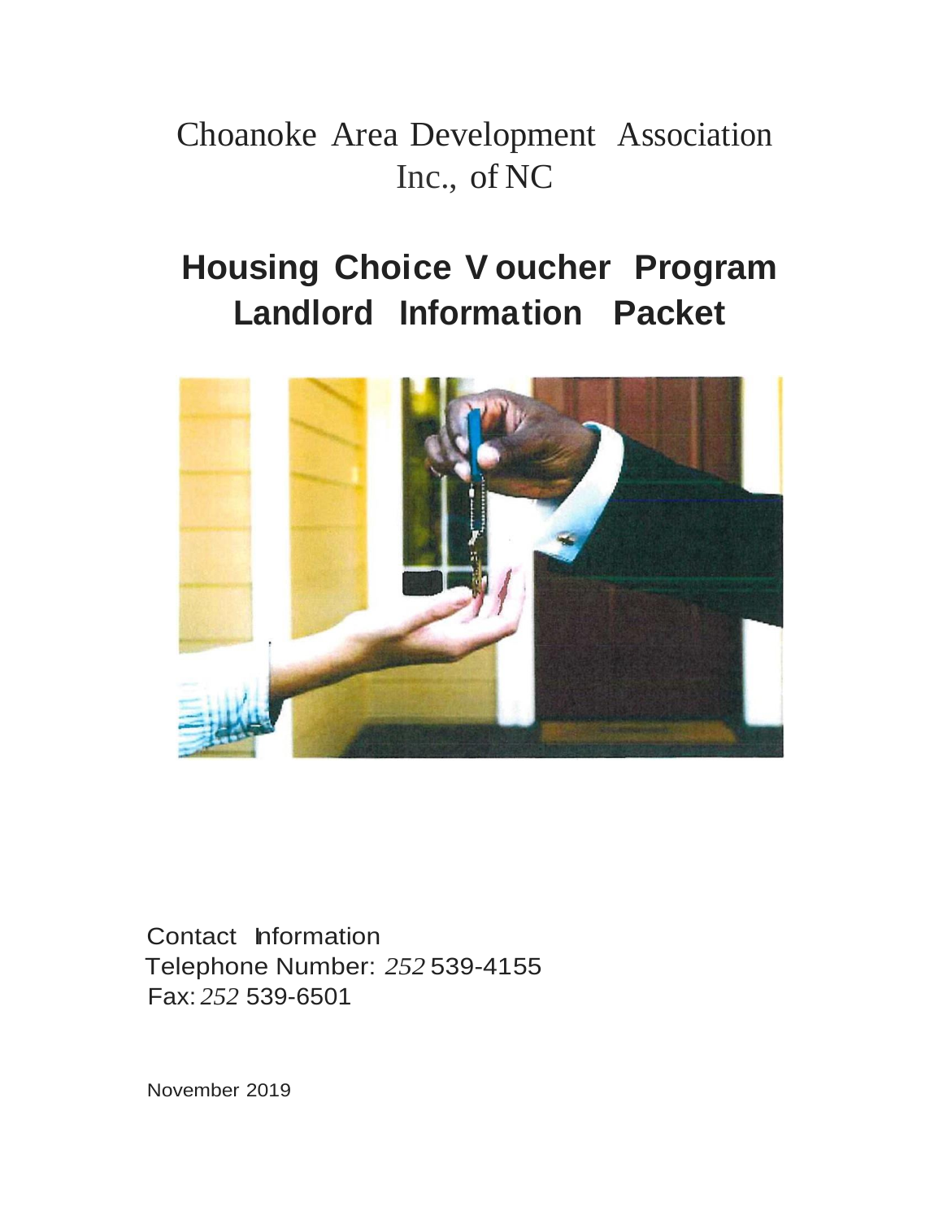Choanoke Area Development Association Inc., of NC

# Housing Choice Voucher Program Landlord Information Packet

Contact Information
Telephone Number: 252 539-4155
Fax: 252 539-6501

November 2019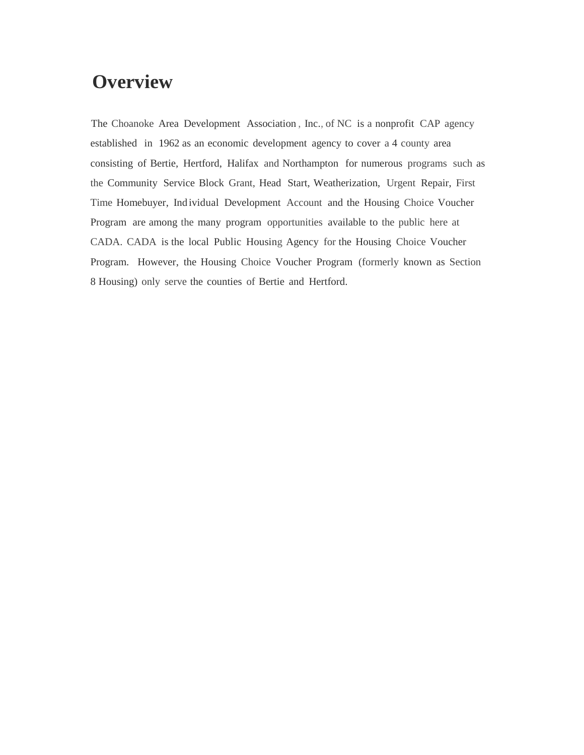# Overview

The Choanoke Area Development Association, Inc., of NC is a nonprofit CAP agency established in 1962 as an economic development agency to cover a 4 county area consisting of Bertie, Hertford, Halifax and Northampton for numerous programs such as the Community Service Block Grant, Head Start, Weatherization, Urgent Repair, First Time Homebuyer, Individual Development Account and the Housing Choice Voucher Program are among the many program opportunities available to the public here at CADA. CADA is the local Public Housing Agency for the Housing Choice Voucher Program. However, the Housing Choice Voucher Program (formerly known as Section 8 Housing) only serve the counties of Bertie and Hertford.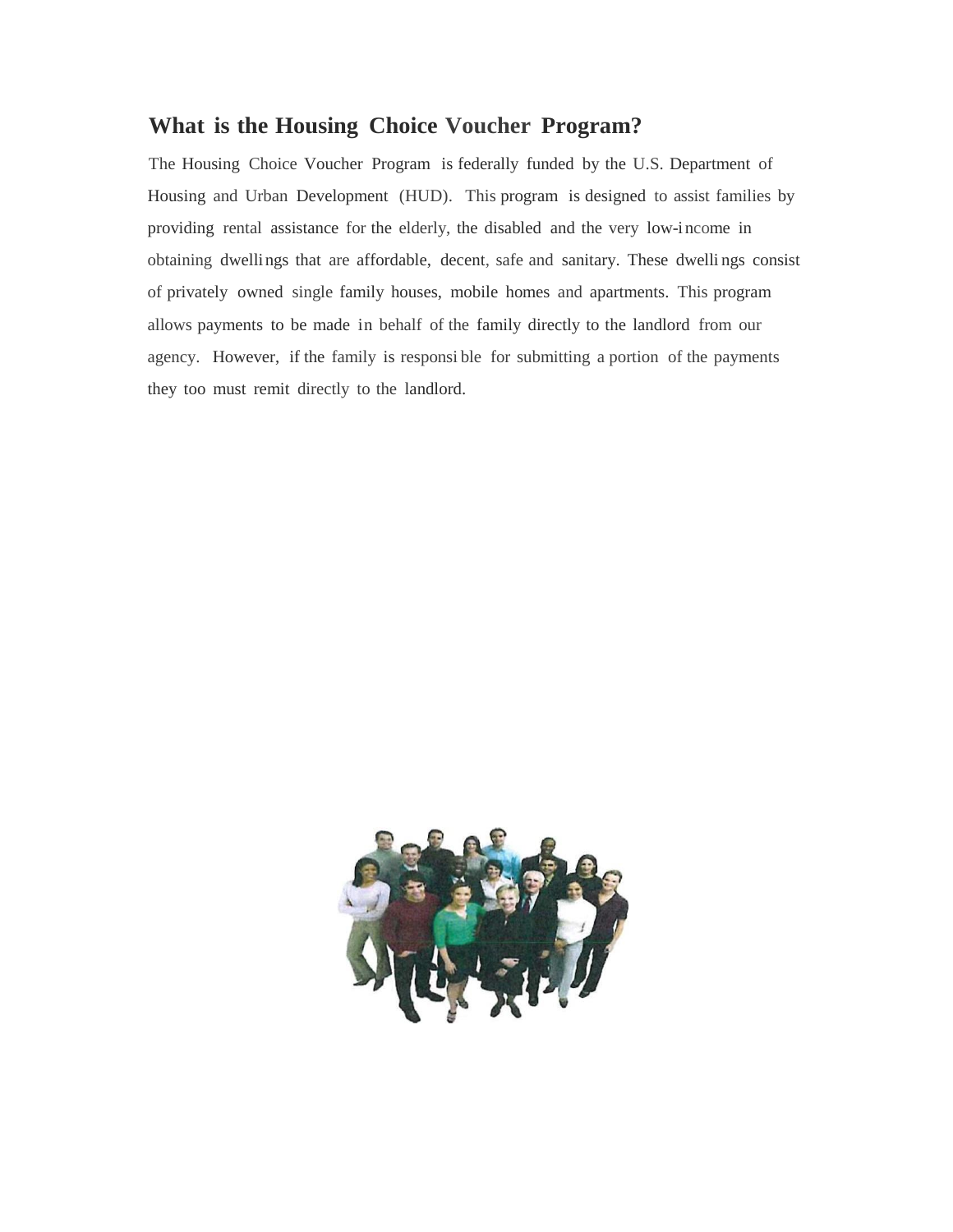## What is the Housing Choice Voucher Program?

The Housing Choice Voucher Program is federally funded by the U.S. Department of Housing and Urban Development (HUD). This program is designed to assist families by providing rental assistance for the elderly, the disabled and the very low-income in obtaining dwellings that are affordable, decent, safe and sanitary. These dwellings consist of privately owned single family houses, mobile homes and apartments. This program allows payments to be made in behalf of the family directly to the landlord from our agency. However, if the family is responsible for submitting a portion of the payments they too must remit directly to the landlord.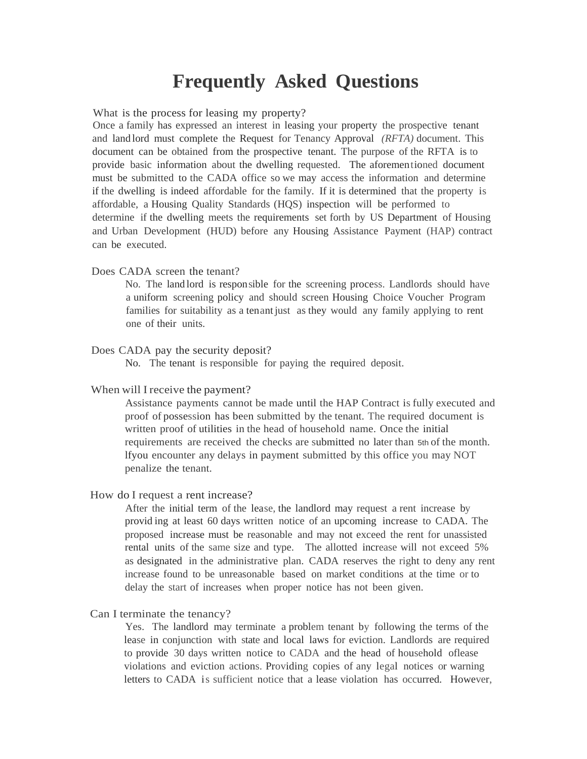# Frequently Asked Questions

### What is the process for leasing my property?

Once a family has expressed an interest in leasing your property the prospective tenant and landlord must complete the Request for Tenancy Approval *(RFTA)* document. This document can be obtained from the prospective tenant. The purpose of the RFTA is to provide basic information about the dwelling requested. The aforementioned document must be submitted to the CADA office so we may access the information and determine if the dwelling is indeed affordable for the family. If it is determined that the property is affordable, a Housing Quality Standards (HQS) inspection will be performed to determine if the dwelling meets the requirements set forth by US Department of Housing and Urban Development (HUD) before any Housing Assistance Payment (HAP) contract can be executed.

### Does CADA screen the tenant?

No. The landlord is responsible for the screening process. Landlords should have a uniform screening policy and should screen Housing Choice Voucher Program families for suitability as a tenant just as they would any family applying to rent one of their units.

### Does CADA pay the security deposit?

No. The tenant is responsible for paying the required deposit.

### When will I receive the payment?

Assistance payments cannot be made until the HAP Contract is fully executed and proof of possession has been submitted by the tenant. The required document is written proof of utilities in the head of household name. Once the initial requirements are received the checks are submitted no later than 5th of the month. lfyou encounter any delays in payment submitted by this office you may NOT penalize the tenant.

### How do I request a rent increase?

After the initial term of the lease, the landlord may request a rent increase by providing at least 60 days written notice of an upcoming increase to CADA. The proposed increase must be reasonable and may not exceed the rent for unassisted rental units of the same size and type. The allotted increase will not exceed 5% as designated in the administrative plan. CADA reserves the right to deny any rent increase found to be unreasonable based on market conditions at the time or to delay the start of increases when proper notice has not been given.

### Can I terminate the tenancy?

Yes. The landlord may terminate a problem tenant by following the terms of the lease in conjunction with state and local laws for eviction. Landlords are required to provide 30 days written notice to CADA and the head of household oflease violations and eviction actions. Providing copies of any legal notices or warning letters to CADA is sufficient notice that a lease violation has occurred. However,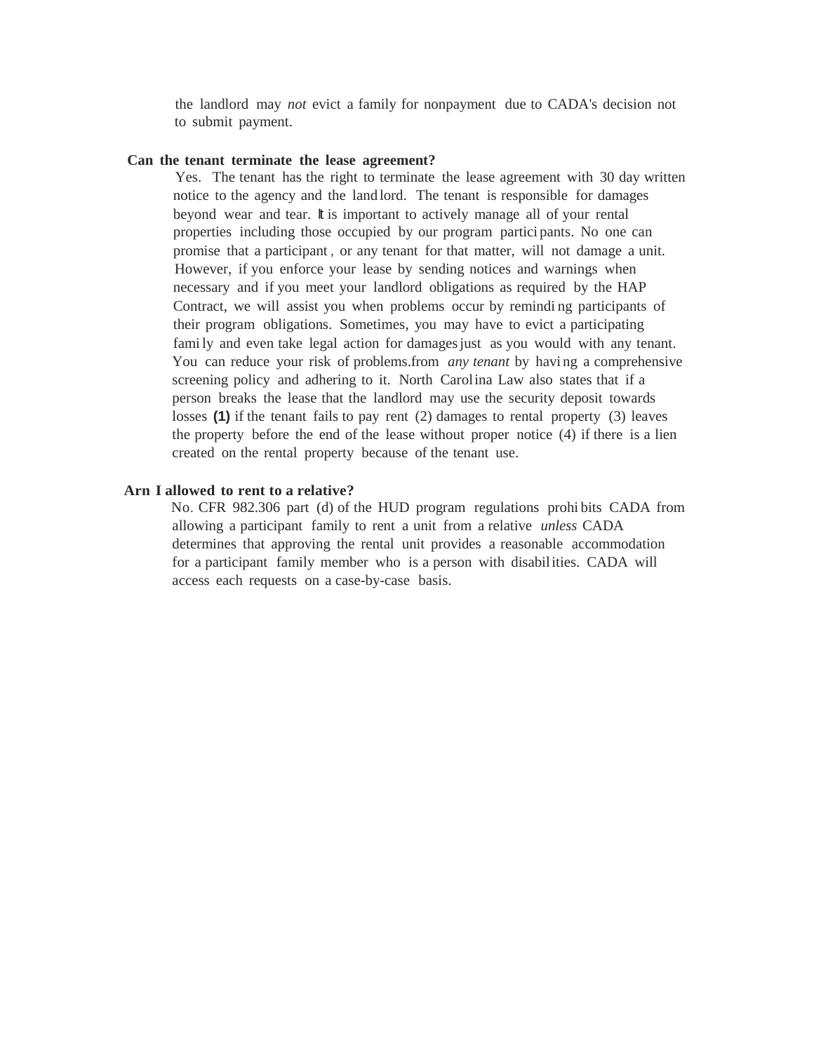the landlord may *not* evict a family for nonpayment due to CADA's decision not to submit payment.

**Can the tenant terminate the lease agreement?**

Yes. The tenant has the right to terminate the lease agreement with 30 day written notice to the agency and the landlord. The tenant is responsible for damages beyond wear and tear. It is important to actively manage all of your rental properties including those occupied by our program participants. No one can promise that a participant, or any tenant for that matter, will not damage a unit. However, if you enforce your lease by sending notices and warnings when necessary and if you meet your landlord obligations as required by the HAP Contract, we will assist you when problems occur by reminding participants of their program obligations. Sometimes, you may have to evict a participating family and even take legal action for damages just as you would with any tenant. You can reduce your risk of problems.from *any tenant* by having a comprehensive screening policy and adhering to it. North Carolina Law also states that if a person breaks the lease that the landlord may use the security deposit towards losses **(1)** if the tenant fails to pay rent (2) damages to rental property (3) leaves the property before the end of the lease without proper notice (4) if there is a lien created on the rental property because of the tenant use.

**Arn I allowed to rent to a relative?**

No. CFR 982.306 part (d) of the HUD program regulations prohibits CADA from allowing a participant family to rent a unit from a relative *unless* CADA determines that approving the rental unit provides a reasonable accommodation for a participant family member who is a person with disabilities. CADA will access each requests on a case-by-case basis.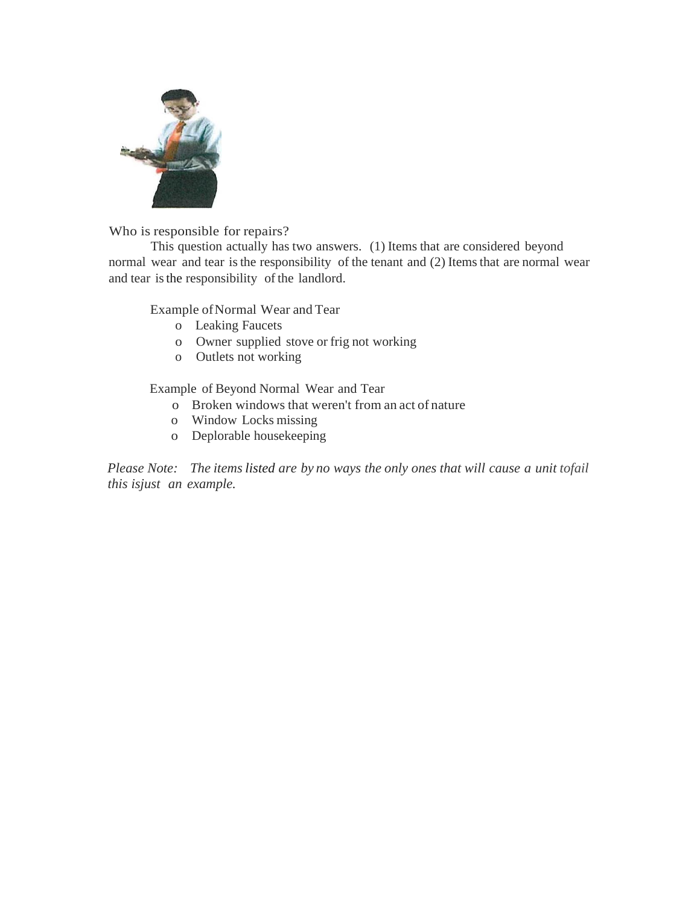Who is responsible for repairs?

This question actually has two answers. (1) Items that are considered beyond normal wear and tear is the responsibility of the tenant and (2) Items that are normal wear and tear is the responsibility of the landlord.

Example of Normal Wear and Tear

- Leaking Faucets
- Owner supplied stove or frig not working
- Outlets not working

Example of Beyond Normal Wear and Tear

- Broken windows that weren't from an act of nature
- Window Locks missing
- Deplorable housekeeping

*Please Note: The items listed are by no ways the only ones that will cause a unit tofail this isjust an example.*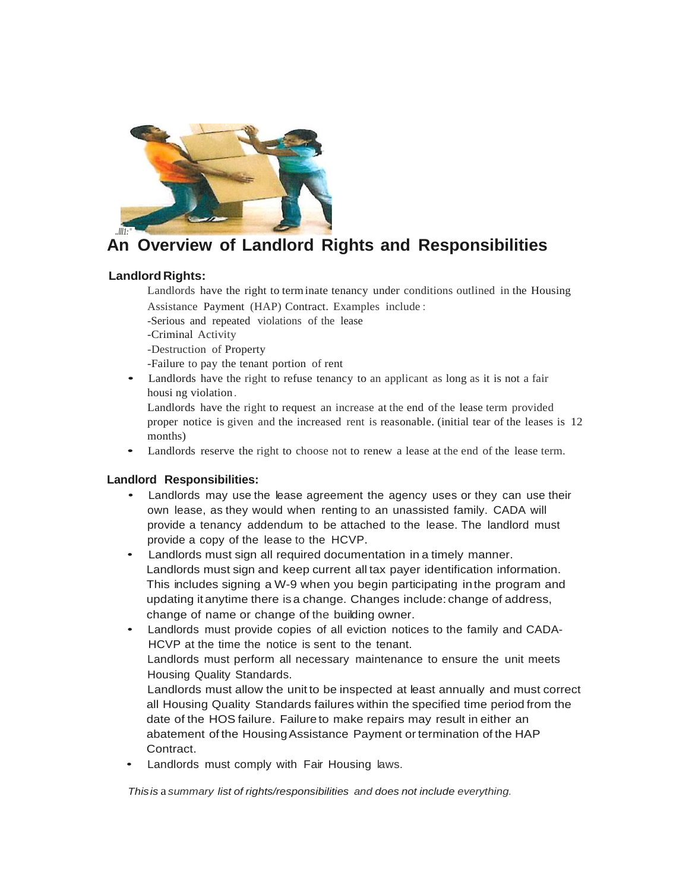# An Overview of Landlord Rights and Responsibilities

### Landlord Rights:

Landlords have the right to terminate tenancy under conditions outlined in the Housing Assistance Payment (HAP) Contract. Examples include:
-Serious and repeated violations of the lease
-Criminal Activity
-Destruction of Property
-Failure to pay the tenant portion of rent

- Landlords have the right to refuse tenancy to an applicant as long as it is not a fair housing violation.
  Landlords have the right to request an increase at the end of the lease term provided proper notice is given and the increased rent is reasonable. (initial tear of the leases is 12 months)
- Landlords reserve the right to choose not to renew a lease at the end of the lease term.

### Landlord Responsibilities:

- Landlords may use the lease agreement the agency uses or they can use their own lease, as they would when renting to an unassisted family. CADA will provide a tenancy addendum to be attached to the lease. The landlord must provide a copy of the lease to the HCVP.
- Landlords must sign all required documentation in a timely manner.
  Landlords must sign and keep current all tax payer identification information. This includes signing a W-9 when you begin participating in the program and updating it anytime there is a change. Changes include: change of address, change of name or change of the building owner.
- Landlords must provide copies of all eviction notices to the family and CADA-HCVP at the time the notice is sent to the tenant.
  Landlords must perform all necessary maintenance to ensure the unit meets Housing Quality Standards.
  Landlords must allow the unit to be inspected at least annually and must correct all Housing Quality Standards failures within the specified time period from the date of the HOS failure. Failure to make repairs may result in either an abatement of the Housing Assistance Payment or termination of the HAP Contract.
- Landlords must comply with Fair Housing laws.

*This is a summary list of rights/responsibilities and does not include everything.*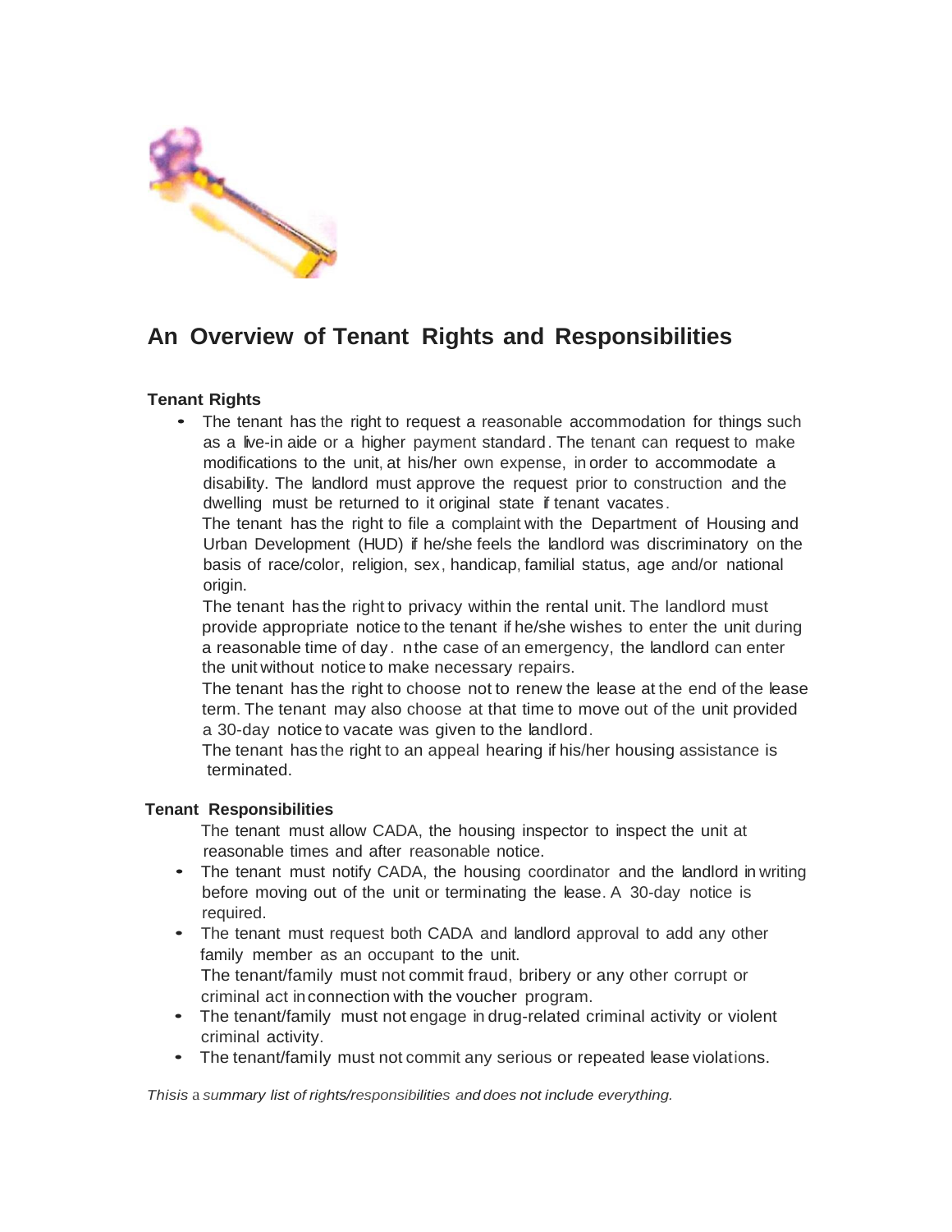## An Overview of Tenant Rights and Responsibilities

### Tenant Rights

- The tenant has the right to request a reasonable accommodation for things such as a live-in aide or a higher payment standard. The tenant can request to make modifications to the unit, at his/her own expense, in order to accommodate a disability. The landlord must approve the request prior to construction and the dwelling must be returned to it original state if tenant vacates.
- The tenant has the right to file a complaint with the Department of Housing and Urban Development (HUD) if he/she feels the landlord was discriminatory on the basis of race/color, religion, sex, handicap, familial status, age and/or national origin.
- The tenant has the right to privacy within the rental unit. The landlord must provide appropriate notice to the tenant if he/she wishes to enter the unit during a reasonable time of day. n the case of an emergency, the landlord can enter the unit without notice to make necessary repairs.
- The tenant has the right to choose not to renew the lease at the end of the lease term. The tenant may also choose at that time to move out of the unit provided a 30-day notice to vacate was given to the landlord.
- The tenant has the right to an appeal hearing if his/her housing assistance is terminated.

### Tenant Responsibilities

- The tenant must allow CADA, the housing inspector to inspect the unit at reasonable times and after reasonable notice.
- The tenant must notify CADA, the housing coordinator and the landlord in writing before moving out of the unit or terminating the lease. A 30-day notice is required.
- The tenant must request both CADA and landlord approval to add any other family member as an occupant to the unit.
- The tenant/family must not commit fraud, bribery or any other corrupt or criminal act in connection with the voucher program.
- The tenant/family must not engage in drug-related criminal activity or violent criminal activity.
- The tenant/family must not commit any serious or repeated lease violations.

*Thisis a summary list of rights/responsibilities and does not include everything.*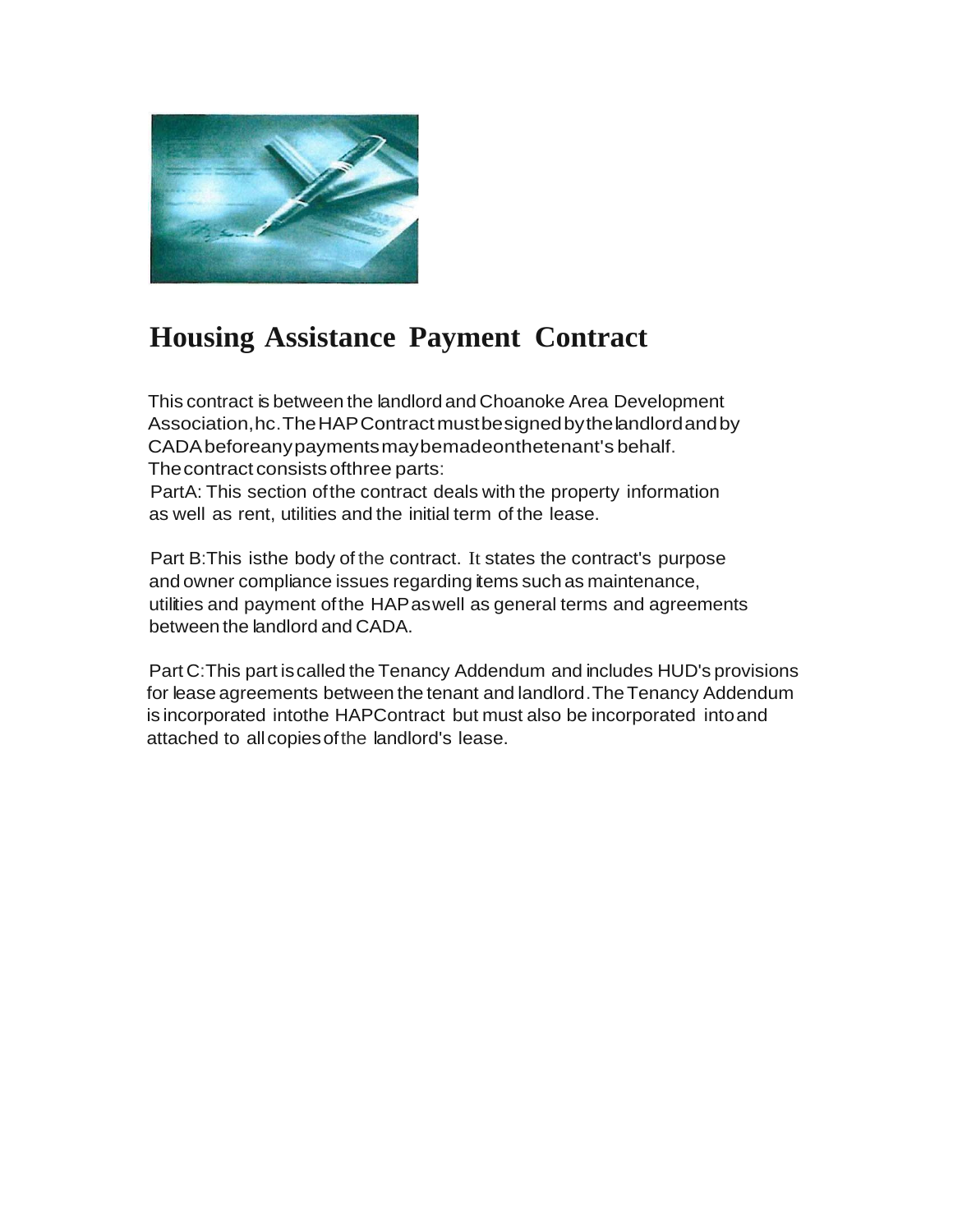# Housing Assistance Payment Contract

This contract is between the landlord and Choanoke Area Development Association, hc. The HAP Contract must be signed by the landlord and by CADA before any payments may be made on the tenant's behalf. The contract consists of three parts:

PartA: This section of the contract deals with the property information as well as rent, utilities and the initial term of the lease.

Part B: This is the body of the contract. It states the contract's purpose and owner compliance issues regarding items such as maintenance, utilities and payment of the HAP as well as general terms and agreements between the landlord and CADA.

Part C: This part is called the Tenancy Addendum and includes HUD's provisions for lease agreements between the tenant and landlord. The Tenancy Addendum is incorporated into the HAP Contract but must also be incorporated into and attached to all copies of the landlord's lease.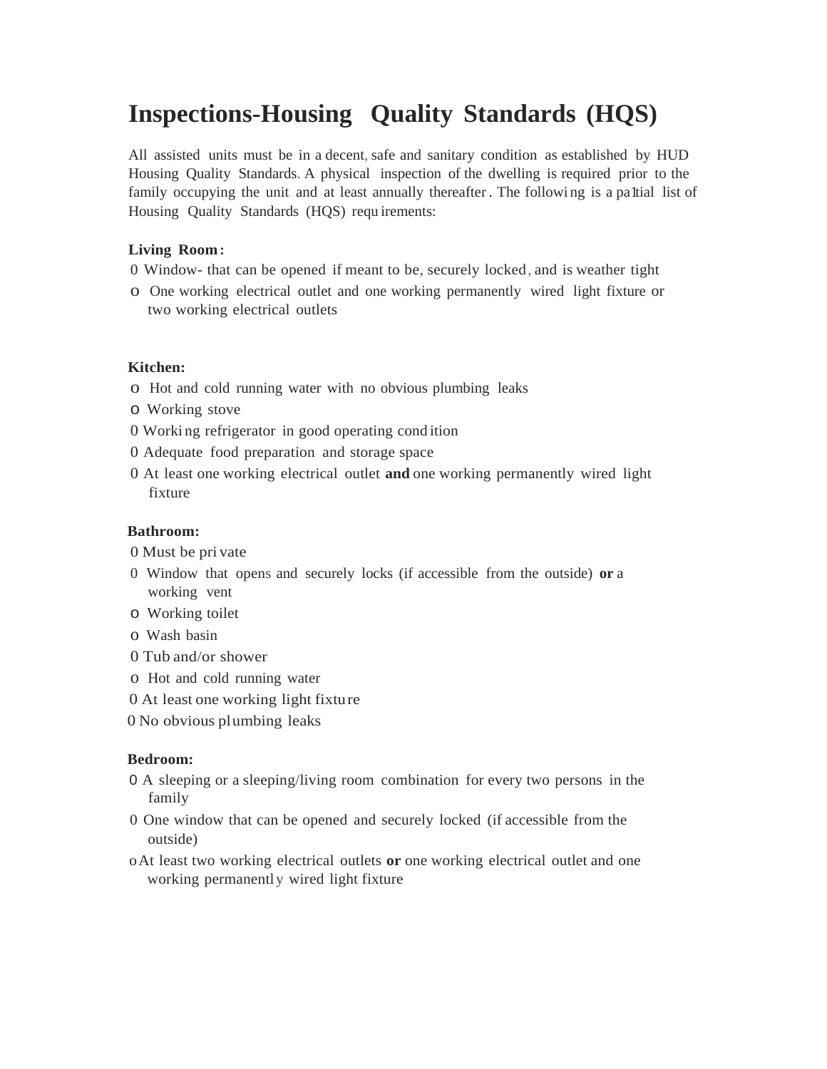# Inspections-Housing Quality Standards (HQS)

All assisted units must be in a decent, safe and sanitary condition as established by HUD Housing Quality Standards. A physical inspection of the dwelling is required prior to the family occupying the unit and at least annually thereafter. The following is a partial list of Housing Quality Standards (HQS) requirements:

**Living Room:**

- Window- that can be opened if meant to be, securely locked, and is weather tight
- One working electrical outlet and one working permanently wired light fixture or two working electrical outlets

**Kitchen:**

- Hot and cold running water with no obvious plumbing leaks
- Working stove
- Working refrigerator in good operating condition
- Adequate food preparation and storage space
- At least one working electrical outlet **and** one working permanently wired light fixture

**Bathroom:**

- Must be private
- Window that opens and securely locks (if accessible from the outside) **or** a working vent
- Working toilet
- Wash basin
- Tub and/or shower
- Hot and cold running water
- At least one working light fixture
- No obvious plumbing leaks

**Bedroom:**

- A sleeping or a sleeping/living room combination for every two persons in the family
- One window that can be opened and securely locked (if accessible from the outside)
- At least two working electrical outlets **or** one working electrical outlet and one working permanently wired light fixture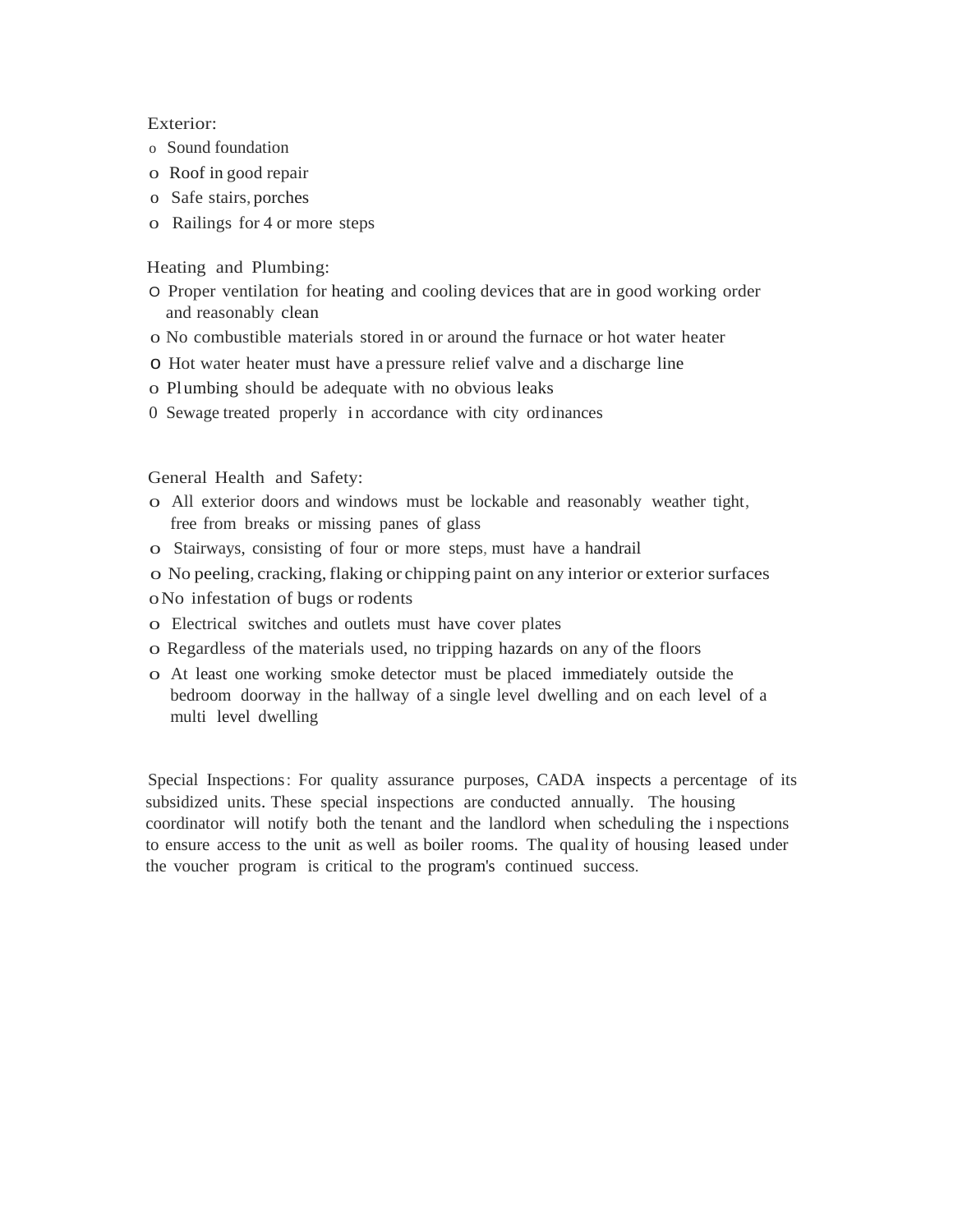Exterior:

- Sound foundation
- Roof in good repair
- Safe stairs, porches
- Railings for 4 or more steps

Heating and Plumbing:

- Proper ventilation for heating and cooling devices that are in good working order and reasonably clean
- No combustible materials stored in or around the furnace or hot water heater
- Hot water heater must have a pressure relief valve and a discharge line
- Plumbing should be adequate with no obvious leaks
- Sewage treated properly in accordance with city ordinances

General Health and Safety:

- All exterior doors and windows must be lockable and reasonably weather tight, free from breaks or missing panes of glass
- Stairways, consisting of four or more steps, must have a handrail
- No peeling, cracking, flaking or chipping paint on any interior or exterior surfaces
- No infestation of bugs or rodents
- Electrical switches and outlets must have cover plates
- Regardless of the materials used, no tripping hazards on any of the floors
- At least one working smoke detector must be placed immediately outside the bedroom doorway in the hallway of a single level dwelling and on each level of a multi level dwelling

Special Inspections: For quality assurance purposes, CADA inspects a percentage of its subsidized units. These special inspections are conducted annually. The housing coordinator will notify both the tenant and the landlord when scheduling the inspections to ensure access to the unit as well as boiler rooms. The quality of housing leased under the voucher program is critical to the program's continued success.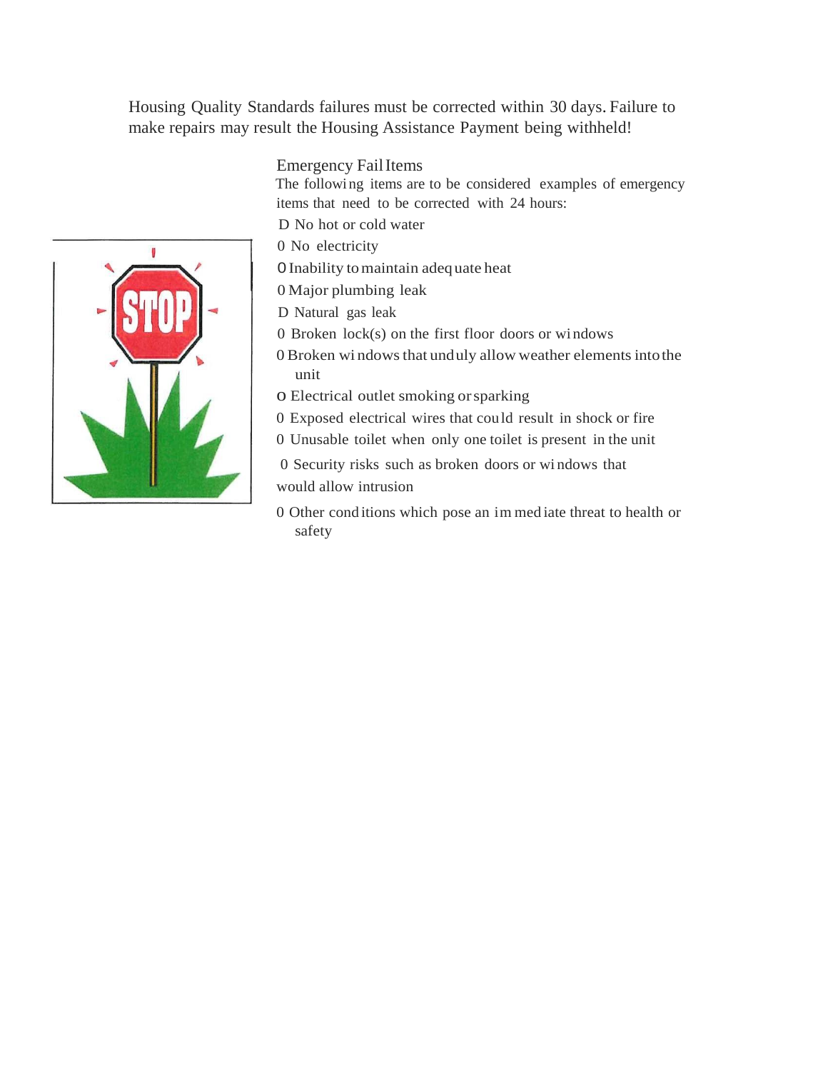Housing Quality Standards failures must be corrected within 30 days. Failure to make repairs may result the Housing Assistance Payment being withheld!

Emergency Fail Items

The following items are to be considered examples of emergency items that need to be corrected with 24 hours:

- No hot or cold water
- No electricity
- Inability to maintain adequate heat
- Major plumbing leak
- Natural gas leak
- Broken lock(s) on the first floor doors or windows
- Broken windows that unduly allow weather elements into the unit
- Electrical outlet smoking or sparking
- Exposed electrical wires that could result in shock or fire
- Unusable toilet when only one toilet is present in the unit
- Security risks such as broken doors or windows that would allow intrusion
- Other conditions which pose an immediate threat to health or safety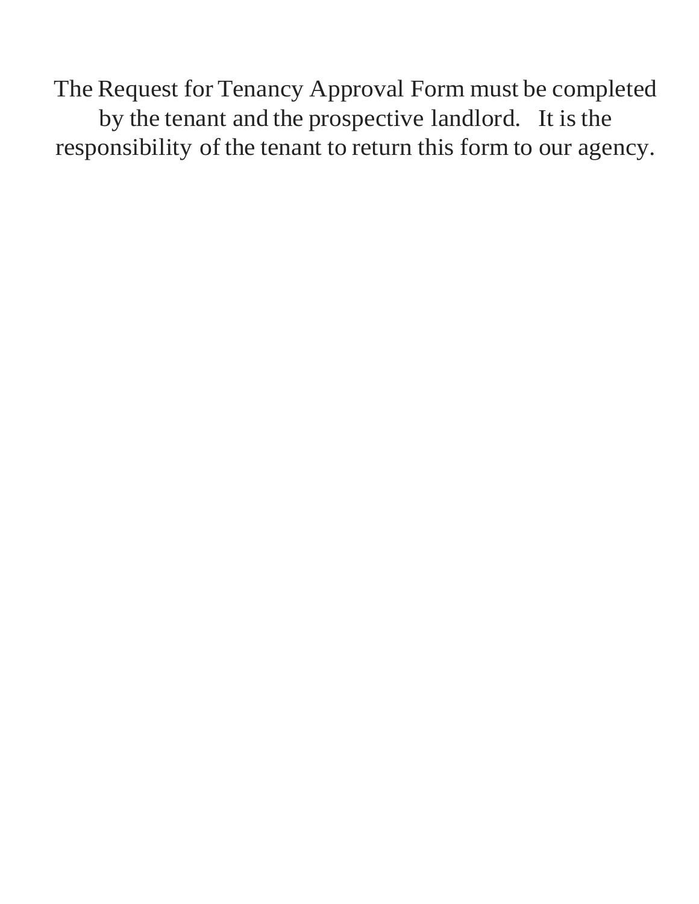The Request for Tenancy Approval Form must be completed by the tenant and the prospective landlord. It is the responsibility of the tenant to return this form to our agency.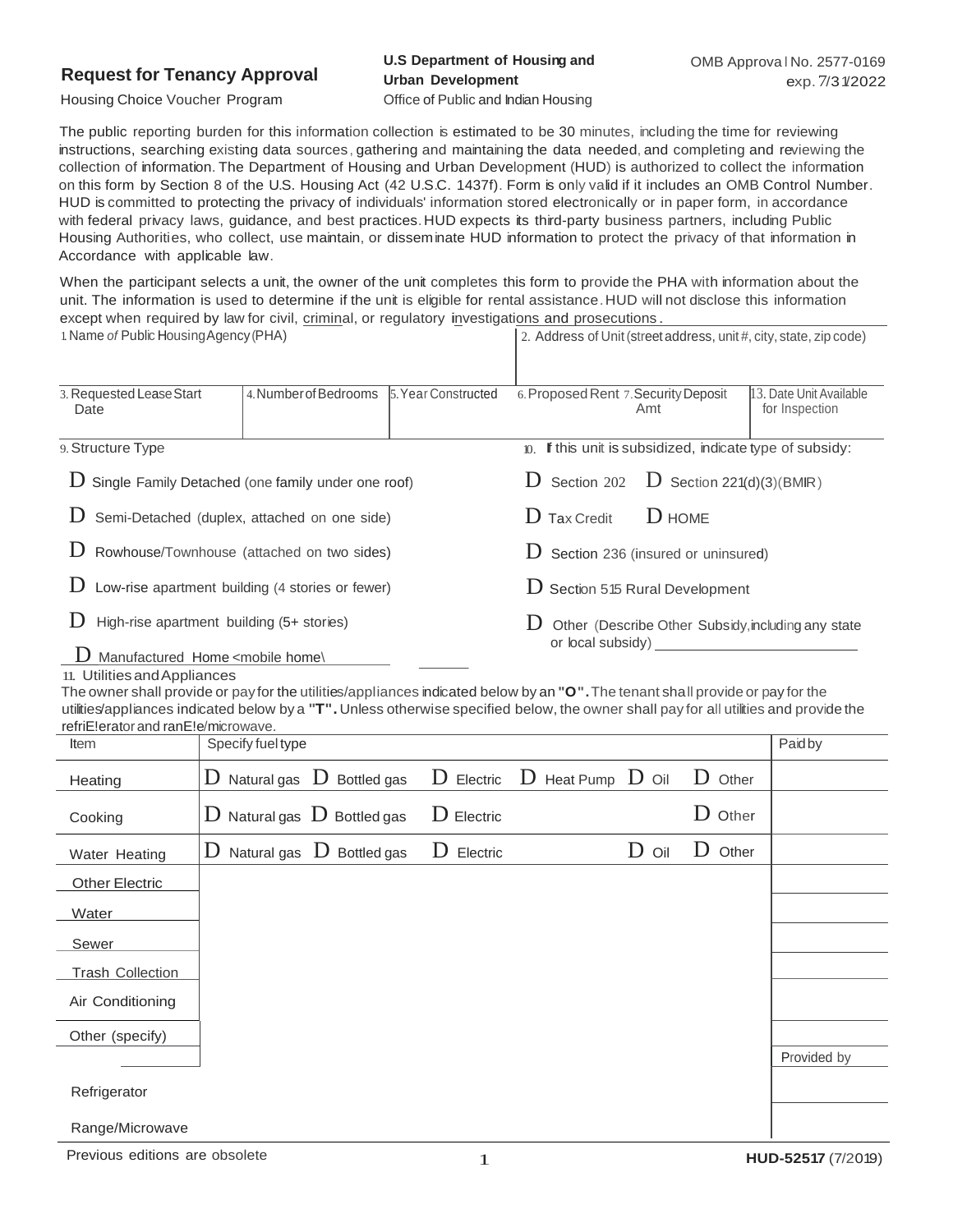**Request for Tenancy Approval**
Housing Choice Voucher Program

**U.S Department of Housing and Urban Development**
Office of Public and Indian Housing

OMB Approval No. 2577-0169
exp. 7/31/2022

The public reporting burden for this information collection is estimated to be 30 minutes, including the time for reviewing instructions, searching existing data sources, gathering and maintaining the data needed, and completing and reviewing the collection of information. The Department of Housing and Urban Development (HUD) is authorized to collect the information on this form by Section 8 of the U.S. Housing Act (42 U.S.C. 1437f). Form is only valid if it includes an OMB Control Number. HUD is committed to protecting the privacy of individuals' information stored electronically or in paper form, in accordance with federal privacy laws, guidance, and best practices. HUD expects its third-party business partners, including Public Housing Authorities, who collect, use maintain, or disseminate HUD information to protect the privacy of that information in Accordance with applicable law.

When the participant selects a unit, the owner of the unit completes this form to provide the PHA with information about the unit. The information is used to determine if the unit is eligible for rental assistance. HUD will not disclose this information except when required by law for civil, criminal, or regulatory investigations and prosecutions.

| 1. Name of Public Housing Agency (PHA) | | | 2. Address of Unit (street address, unit #, city, state, zip code) | | |
|---|---|---|---|---|---|
| | | | | | |
| 3. Requested Lease Start Date | 4. Number of Bedrooms | 5. Year Constructed | 6. Proposed Rent | 7. Security Deposit Amt | 8. Date Unit Available for Inspection |
| | | | | | |

**9. Structure Type**

- D Single Family Detached (one family under one roof)
- D Semi-Detached (duplex, attached on one side)
- D Rowhouse/Townhouse (attached on two sides)
- D Low-rise apartment building (4 stories or fewer)
- D High-rise apartment building (5+ stories)
- D Manufactured Home (mobile home)

**10. If this unit is subsidized, indicate type of subsidy:**

- D Section 202 D Section 221(d)(3)(BMIR)
- D Tax Credit D HOME
- D Section 236 (insured or uninsured)
- D Section 515 Rural Development
- D Other (Describe Other Subsidy, including any state or local subsidy) ______________________

**11. Utilities and Appliances**

The owner shall provide or pay for the utilities/appliances indicated below by an **"O"**. The tenant shall provide or pay for the utilities/appliances indicated below by a **"T"**. Unless otherwise specified below, the owner shall pay for all utilities and provide the refrigerator and range/microwave.

| Item | Specify fuel type | Paid by |
|---|---|---|
| Heating | D Natural gas D Bottled gas D Electric D Heat Pump D Oil D Other | |
| Cooking | D Natural gas D Bottled gas D Electric D Other | |
| Water Heating | D Natural gas D Bottled gas D Electric D Oil D Other | |
| Other Electric | | |
| Water | | |
| Sewer | | |
| Trash Collection | | |
| Air Conditioning | | |
| Other (specify) | | |
| | | **Provided by** |
| Refrigerator | | |
| Range/Microwave | | |

Previous editions are obsolete

**HUD-52517** (7/2019)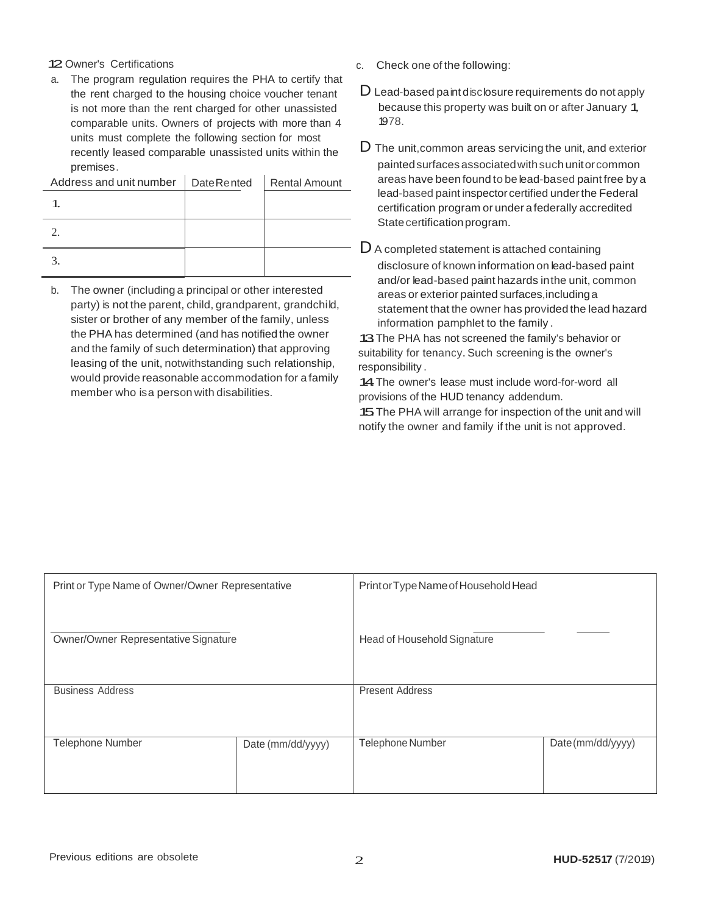12. Owner's Certifications

a. The program regulation requires the PHA to certify that the rent charged to the housing choice voucher tenant is not more than the rent charged for other unassisted comparable units. Owners of projects with more than 4 units must complete the following section for most recently leased comparable unassisted units within the premises.

| Address and unit number | Date Rented | Rental Amount |
|---|---|---|
| 1. | | |
| 2. | | |
| 3. | | |

b. The owner (including a principal or other interested party) is not the parent, child, grandparent, grandchild, sister or brother of any member of the family, unless the PHA has determined (and has notified the owner and the family of such determination) that approving leasing of the unit, notwithstanding such relationship, would provide reasonable accommodation for a family member who is a person with disabilities.

c. Check one of the following:

- ☐ Lead-based paint disclosure requirements do not apply because this property was built on or after January 1, 1978.
- ☐ The unit, common areas servicing the unit, and exterior painted surfaces associated with such unit or common areas have been found to be lead-based paint free by a lead-based paint inspector certified under the Federal certification program or under a federally accredited State certification program.
- ☐ A completed statement is attached containing disclosure of known information on lead-based paint and/or lead-based paint hazards in the unit, common areas or exterior painted surfaces, including a statement that the owner has provided the lead hazard information pamphlet to the family.

13. The PHA has not screened the family's behavior or suitability for tenancy. Such screening is the owner's responsibility.

14. The owner's lease must include word-for-word all provisions of the HUD tenancy addendum.

15. The PHA will arrange for inspection of the unit and will notify the owner and family if the unit is not approved.

| Print or Type Name of Owner/Owner Representative | | Print or Type Name of Household Head | |
|---|---|---|---|
| Owner/Owner Representative Signature | | Head of Household Signature | |
| Business Address | | Present Address | |
| Telephone Number | Date (mm/dd/yyyy) | Telephone Number | Date (mm/dd/yyyy) |

Previous editions are obsolete

HUD-52517 (7/2019)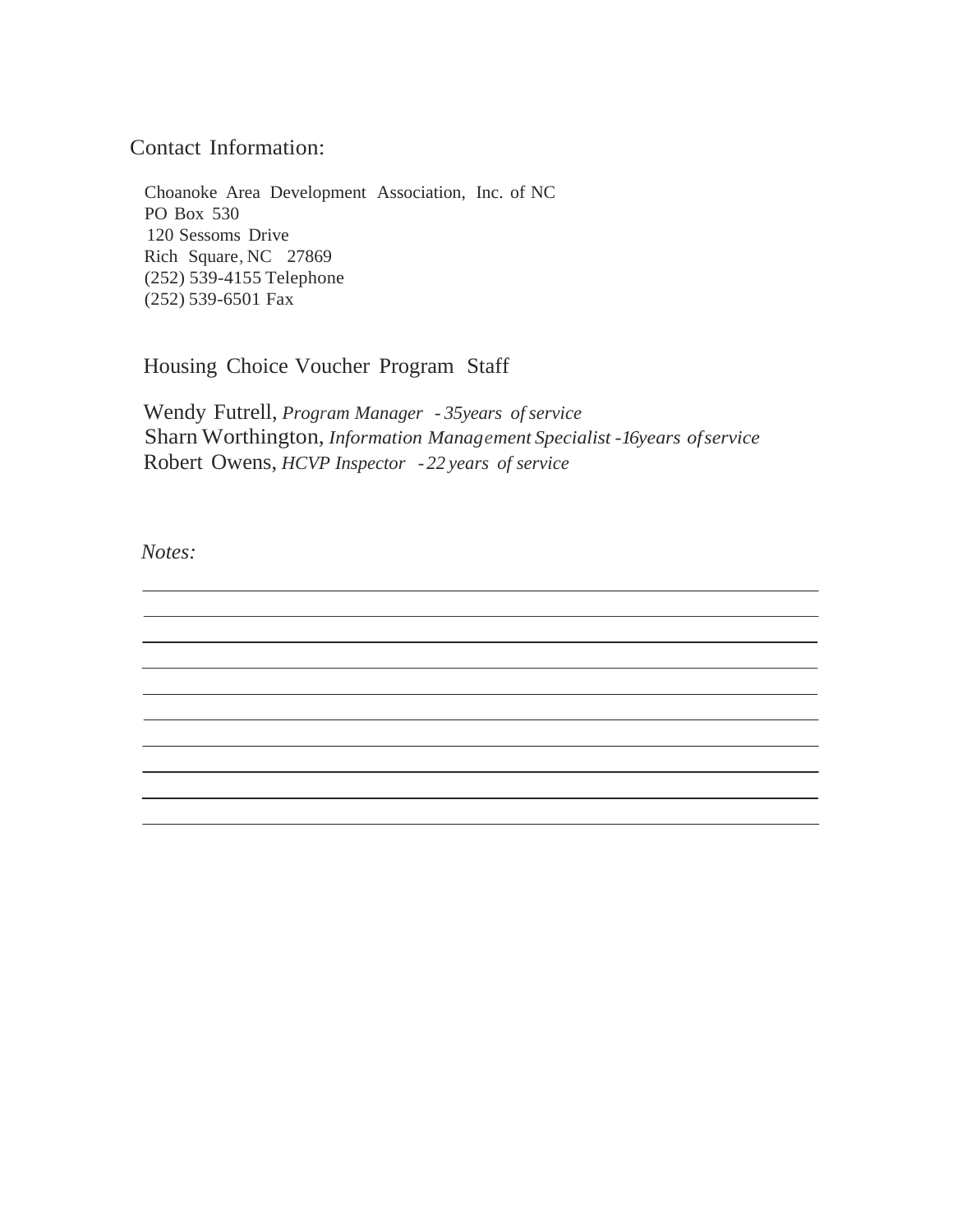## Contact Information:

Choanoke Area Development Association, Inc. of NC
PO Box 530
120 Sessoms Drive
Rich Square, NC 27869
(252) 539-4155 Telephone
(252) 539-6501 Fax

### Housing Choice Voucher Program Staff

Wendy Futrell, *Program Manager - 35years of service*
Sharn Worthington, *Information Management Specialist -16years of service*
Robert Owens, *HCVP Inspector - 22 years of service*

*Notes:*